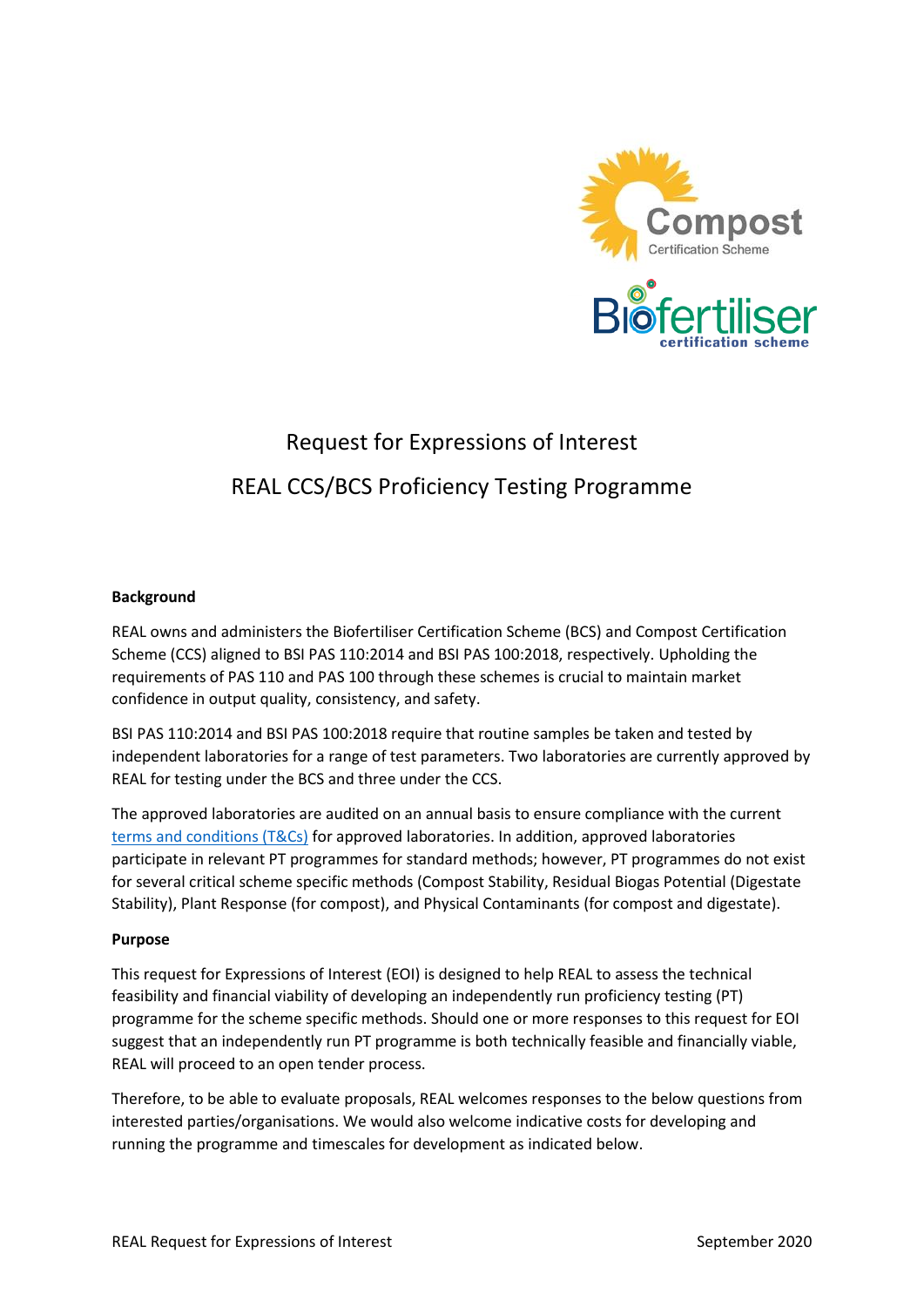Compost
Certification Scheme

Biofertiliser
certification scheme

# Request for Expressions of Interest

# REAL CCS/BCS Proficiency Testing Programme

**Background**

REAL owns and administers the Biofertiliser Certification Scheme (BCS) and Compost Certification Scheme (CCS) aligned to BSI PAS 110:2014 and BSI PAS 100:2018, respectively. Upholding the requirements of PAS 110 and PAS 100 through these schemes is crucial to maintain market confidence in output quality, consistency, and safety.

BSI PAS 110:2014 and BSI PAS 100:2018 require that routine samples be taken and tested by independent laboratories for a range of test parameters. Two laboratories are currently approved by REAL for testing under the BCS and three under the CCS.

The approved laboratories are audited on an annual basis to ensure compliance with the current terms and conditions (T&Cs) for approved laboratories. In addition, approved laboratories participate in relevant PT programmes for standard methods; however, PT programmes do not exist for several critical scheme specific methods (Compost Stability, Residual Biogas Potential (Digestate Stability), Plant Response (for compost), and Physical Contaminants (for compost and digestate).

**Purpose**

This request for Expressions of Interest (EOI) is designed to help REAL to assess the technical feasibility and financial viability of developing an independently run proficiency testing (PT) programme for the scheme specific methods. Should one or more responses to this request for EOI suggest that an independently run PT programme is both technically feasible and financially viable, REAL will proceed to an open tender process.

Therefore, to be able to evaluate proposals, REAL welcomes responses to the below questions from interested parties/organisations. We would also welcome indicative costs for developing and running the programme and timescales for development as indicated below.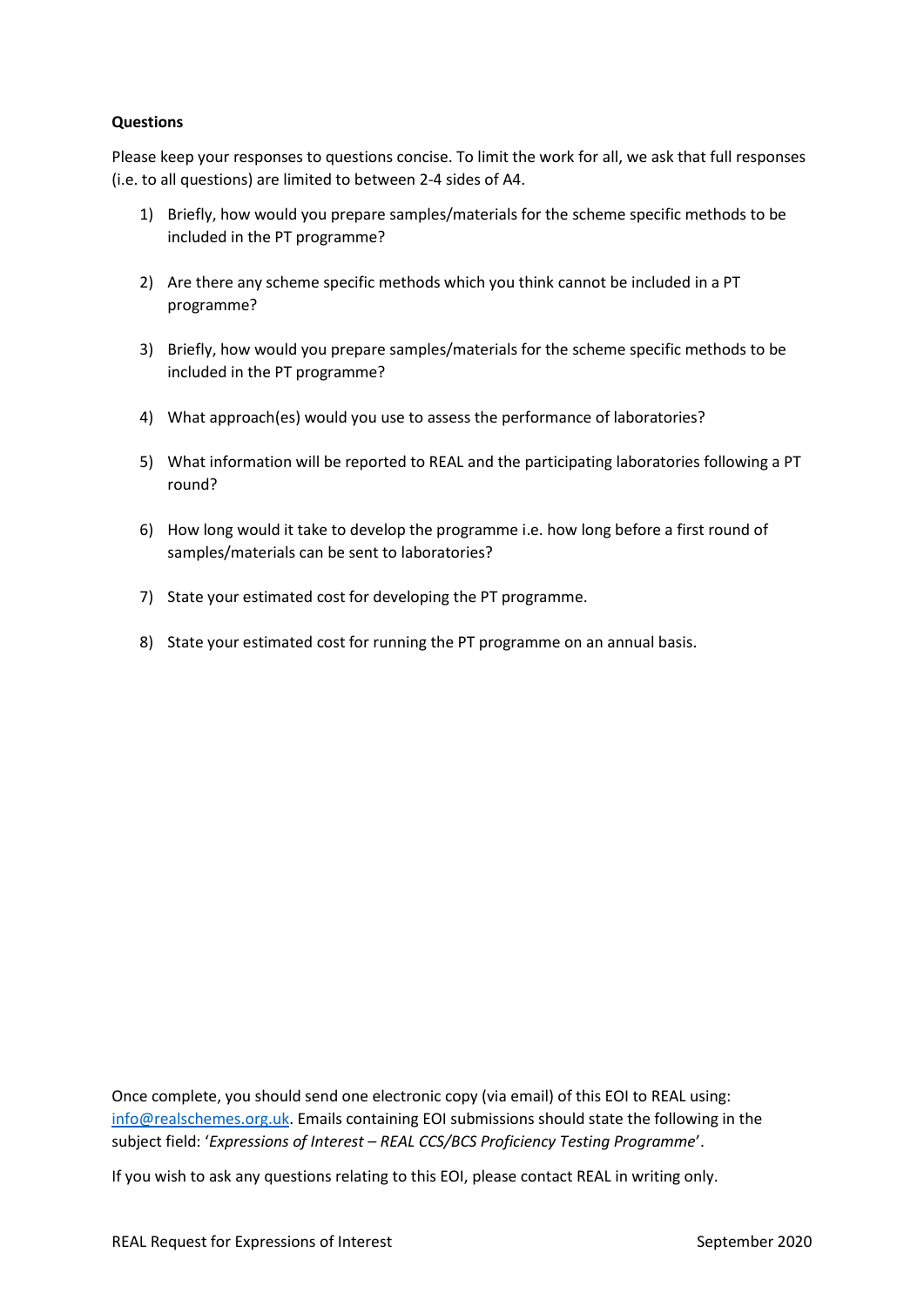**Questions**

Please keep your responses to questions concise. To limit the work for all, we ask that full responses (i.e. to all questions) are limited to between 2-4 sides of A4.

1) Briefly, how would you prepare samples/materials for the scheme specific methods to be included in the PT programme?

2) Are there any scheme specific methods which you think cannot be included in a PT programme?

3) Briefly, how would you prepare samples/materials for the scheme specific methods to be included in the PT programme?

4) What approach(es) would you use to assess the performance of laboratories?

5) What information will be reported to REAL and the participating laboratories following a PT round?

6) How long would it take to develop the programme i.e. how long before a first round of samples/materials can be sent to laboratories?

7) State your estimated cost for developing the PT programme.

8) State your estimated cost for running the PT programme on an annual basis.

Once complete, you should send one electronic copy (via email) of this EOI to REAL using: [info@realschemes.org.uk](mailto:info@realschemes.org.uk). Emails containing EOI submissions should state the following in the subject field: '*Expressions of Interest – REAL CCS/BCS Proficiency Testing Programme*'.

If you wish to ask any questions relating to this EOI, please contact REAL in writing only.